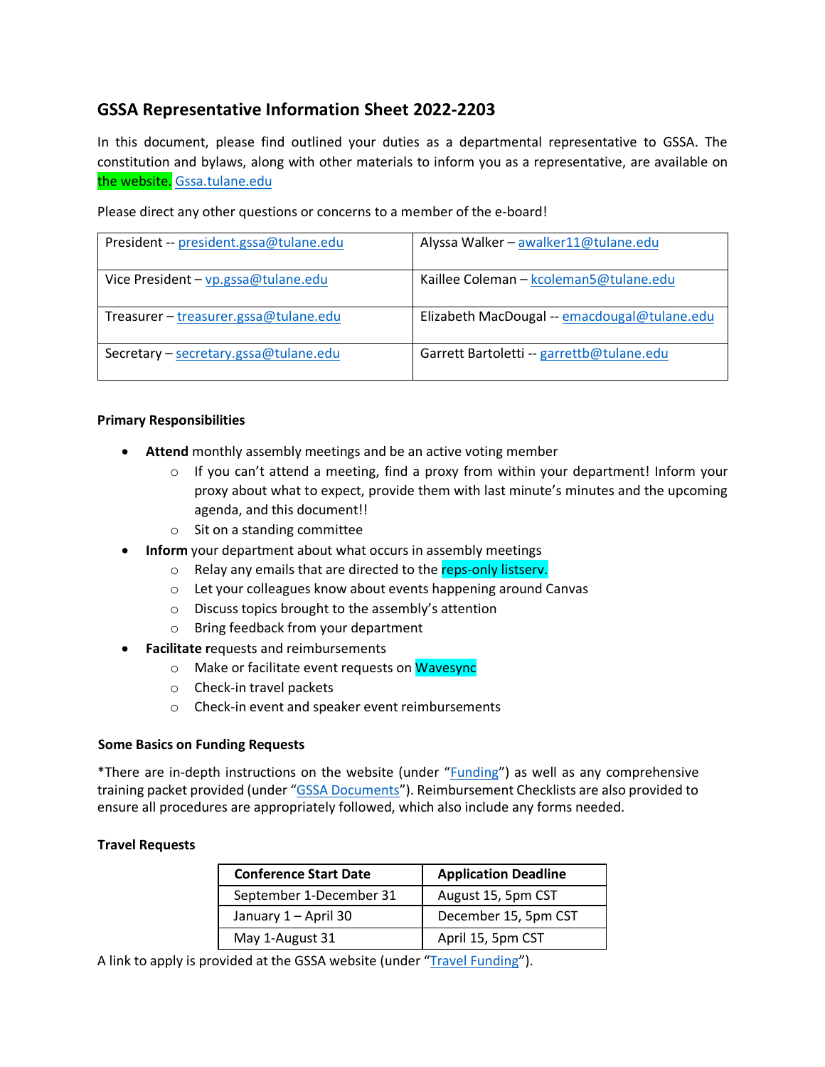## GSSA Representative Information Sheet 2022-2203

In this document, please find outlined your duties as a departmental representative to GSSA. The constitution and bylaws, along with other materials to inform you as a representative, are available on the website. Gssa.tulane.edu

Please direct any other questions or concerns to a member of the e-board!

| | |
|---|---|
| President -- president.gssa@tulane.edu | Alyssa Walker – awalker11@tulane.edu |
| Vice President – vp.gssa@tulane.edu | Kaillee Coleman – kcoleman5@tulane.edu |
| Treasurer – treasurer.gssa@tulane.edu | Elizabeth MacDougal -- emacdougal@tulane.edu |
| Secretary – secretary.gssa@tulane.edu | Garrett Bartoletti -- garrettb@tulane.edu |

### Primary Responsibilities

- **Attend** monthly assembly meetings and be an active voting member
  - If you can't attend a meeting, find a proxy from within your department! Inform your proxy about what to expect, provide them with last minute's minutes and the upcoming agenda, and this document!!
  - Sit on a standing committee
- **Inform** your department about what occurs in assembly meetings
  - Relay any emails that are directed to the reps-only listserv.
  - Let your colleagues know about events happening around Canvas
  - Discuss topics brought to the assembly's attention
  - Bring feedback from your department
- **Facilitate r**equests and reimbursements
  - Make or facilitate event requests on Wavesync
  - Check-in travel packets
  - Check-in event and speaker event reimbursements

### Some Basics on Funding Requests

*There are in-depth instructions on the website (under "Funding") as well as any comprehensive training packet provided (under "GSSA Documents"). Reimbursement Checklists are also provided to ensure all procedures are appropriately followed, which also include any forms needed.

### Travel Requests

| Conference Start Date | Application Deadline |
|---|---|
| September 1-December 31 | August 15, 5pm CST |
| January 1 – April 30 | December 15, 5pm CST |
| May 1-August 31 | April 15, 5pm CST |

A link to apply is provided at the GSSA website (under "Travel Funding").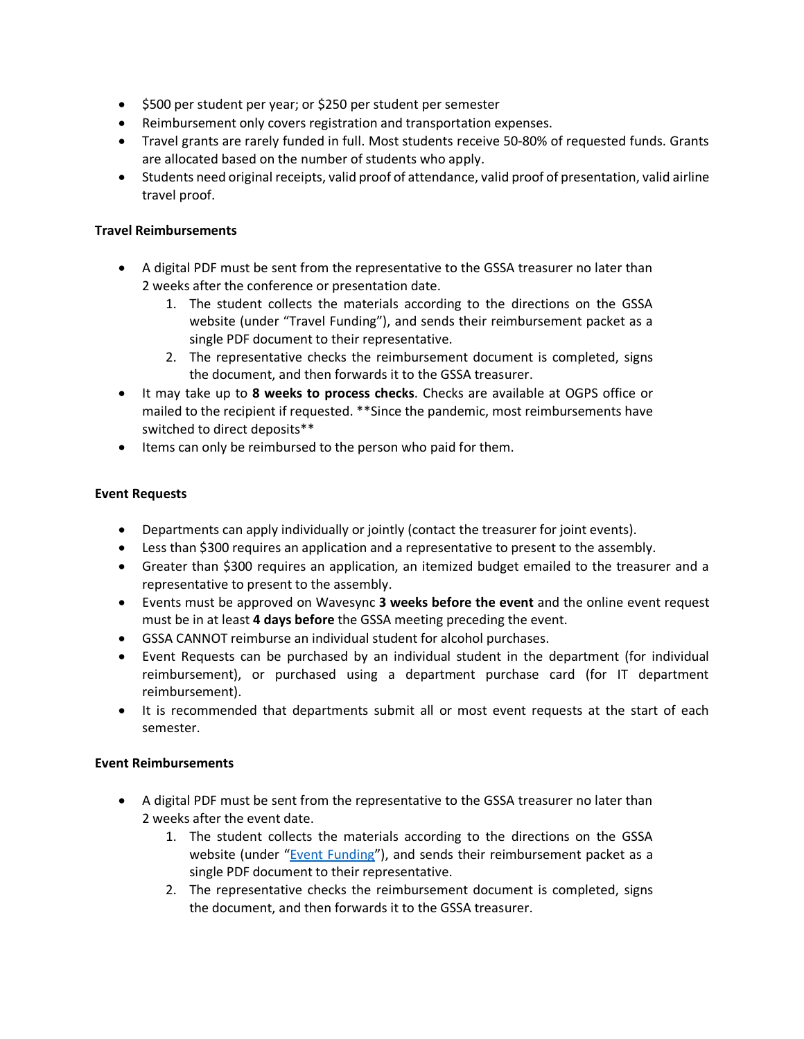- $500 per student per year; or $250 per student per semester
- Reimbursement only covers registration and transportation expenses.
- Travel grants are rarely funded in full. Most students receive 50-80% of requested funds. Grants are allocated based on the number of students who apply.
- Students need original receipts, valid proof of attendance, valid proof of presentation, valid airline travel proof.

**Travel Reimbursements**

- A digital PDF must be sent from the representative to the GSSA treasurer no later than 2 weeks after the conference or presentation date.
    1. The student collects the materials according to the directions on the GSSA website (under "Travel Funding"), and sends their reimbursement packet as a single PDF document to their representative.
    2. The representative checks the reimbursement document is completed, signs the document, and then forwards it to the GSSA treasurer.
- It may take up to **8 weeks to process checks**. Checks are available at OGPS office or mailed to the recipient if requested. **Since the pandemic, most reimbursements have switched to direct deposits**
- Items can only be reimbursed to the person who paid for them.

**Event Requests**

- Departments can apply individually or jointly (contact the treasurer for joint events).
- Less than $300 requires an application and a representative to present to the assembly.
- Greater than $300 requires an application, an itemized budget emailed to the treasurer and a representative to present to the assembly.
- Events must be approved on Wavesync **3 weeks before the event** and the online event request must be in at least **4 days before** the GSSA meeting preceding the event.
- GSSA CANNOT reimburse an individual student for alcohol purchases.
- Event Requests can be purchased by an individual student in the department (for individual reimbursement), or purchased using a department purchase card (for IT department reimbursement).
- It is recommended that departments submit all or most event requests at the start of each semester.

**Event Reimbursements**

- A digital PDF must be sent from the representative to the GSSA treasurer no later than 2 weeks after the event date.
    1. The student collects the materials according to the directions on the GSSA website (under "Event Funding"), and sends their reimbursement packet as a single PDF document to their representative.
    2. The representative checks the reimbursement document is completed, signs the document, and then forwards it to the GSSA treasurer.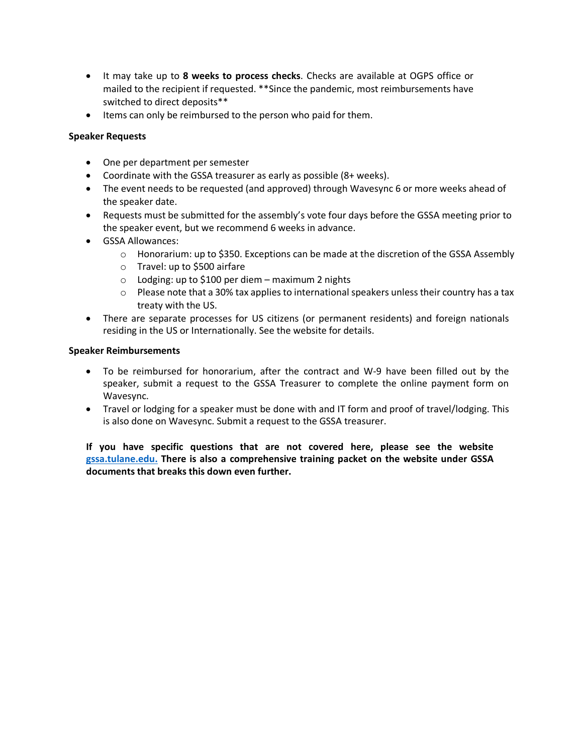- It may take up to **8 weeks to process checks**. Checks are available at OGPS office or mailed to the recipient if requested. **Since the pandemic, most reimbursements have switched to direct deposits**
- Items can only be reimbursed to the person who paid for them.

**Speaker Requests**

- One per department per semester
- Coordinate with the GSSA treasurer as early as possible (8+ weeks).
- The event needs to be requested (and approved) through Wavesync 6 or more weeks ahead of the speaker date.
- Requests must be submitted for the assembly's vote four days before the GSSA meeting prior to the speaker event, but we recommend 6 weeks in advance.
- GSSA Allowances:
  - Honorarium: up to $350. Exceptions can be made at the discretion of the GSSA Assembly
  - Travel: up to $500 airfare
  - Lodging: up to $100 per diem – maximum 2 nights
  - Please note that a 30% tax applies to international speakers unless their country has a tax treaty with the US.
- There are separate processes for US citizens (or permanent residents) and foreign nationals residing in the US or Internationally. See the website for details.

**Speaker Reimbursements**

- To be reimbursed for honorarium, after the contract and W-9 have been filled out by the speaker, submit a request to the GSSA Treasurer to complete the online payment form on Wavesync.
- Travel or lodging for a speaker must be done with and IT form and proof of travel/lodging. This is also done on Wavesync. Submit a request to the GSSA treasurer.

**If you have specific questions that are not covered here, please see the website [gssa.tulane.edu.](gssa.tulane.edu) There is also a comprehensive training packet on the website under GSSA documents that breaks this down even further.**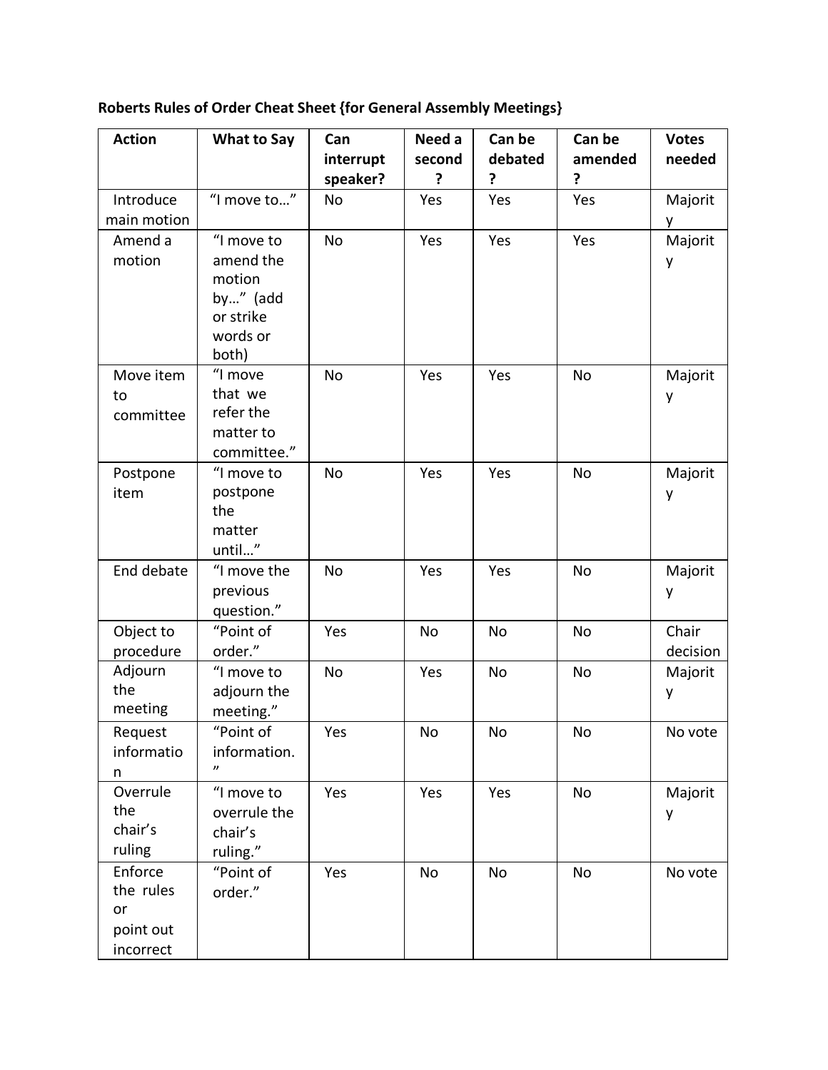**Roberts Rules of Order Cheat Sheet {for General Assembly Meetings}**

| Action | What to Say | Can interrupt speaker? | Need a second? | Can be debated? | Can be amended? | Votes needed |
|---|---|---|---|---|---|---|
| Introduce main motion | "I move to…" | No | Yes | Yes | Yes | Majority |
| Amend a motion | "I move to amend the motion by…" (add or strike words or both) | No | Yes | Yes | Yes | Majority |
| Move item to committee | "I move that we refer the matter to committee." | No | Yes | Yes | No | Majority |
| Postpone item | "I move to postpone the matter until…" | No | Yes | Yes | No | Majority |
| End debate | "I move the previous question." | No | Yes | Yes | No | Majority |
| Object to procedure | "Point of order." | Yes | No | No | No | Chair decision |
| Adjourn the meeting | "I move to adjourn the meeting." | No | Yes | No | No | Majority |
| Request information | "Point of information." | Yes | No | No | No | No vote |
| Overrule the chair's ruling | "I move to overrule the chair's ruling." | Yes | Yes | Yes | No | Majority |
| Enforce the rules or point out incorrect | "Point of order." | Yes | No | No | No | No vote |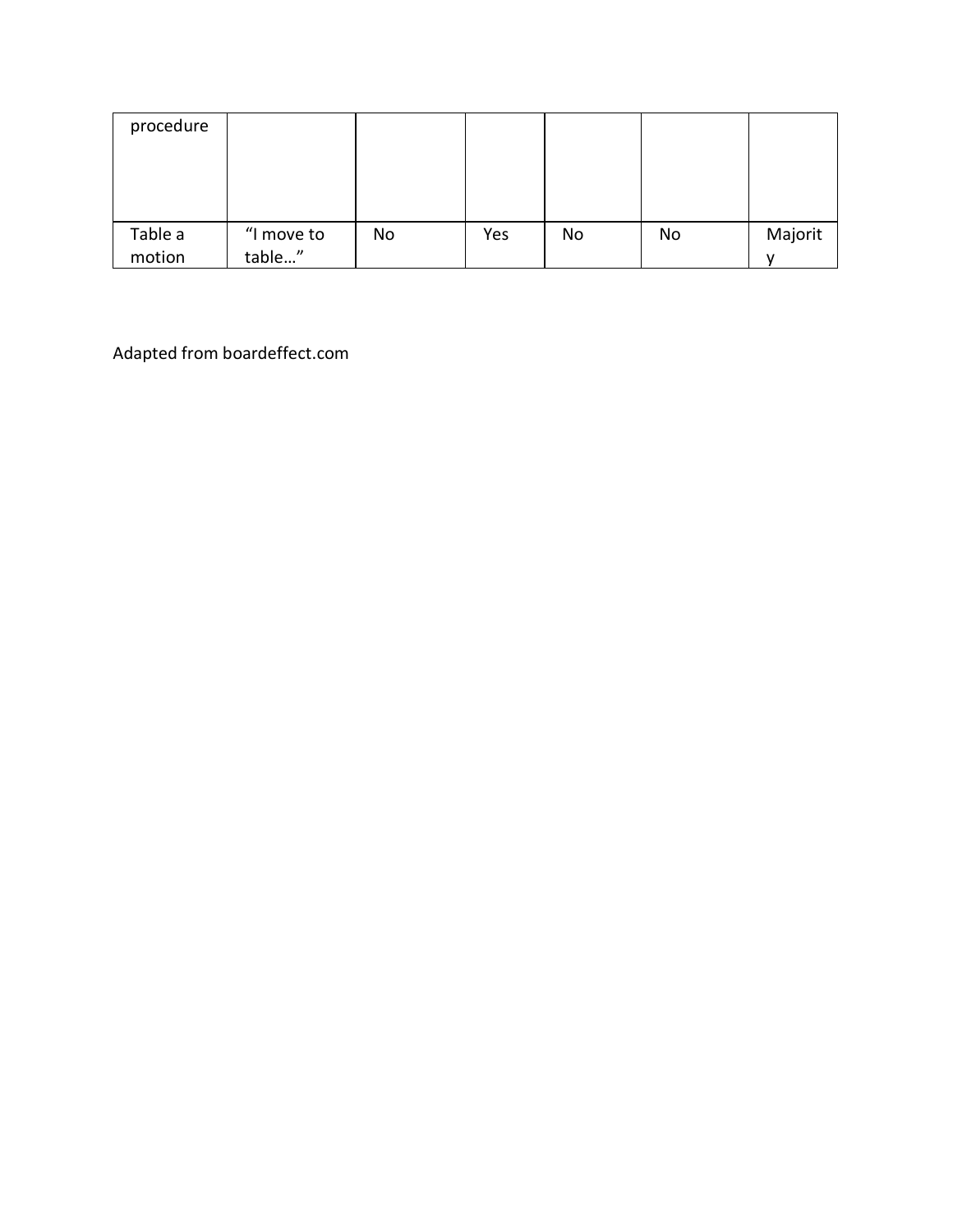| | | | | | | |
|---|---|---|---|---|---|---|
| procedure | | | | | | |
| Table a motion | "I move to table…" | No | Yes | No | No | Majority |

Adapted from boardeffect.com